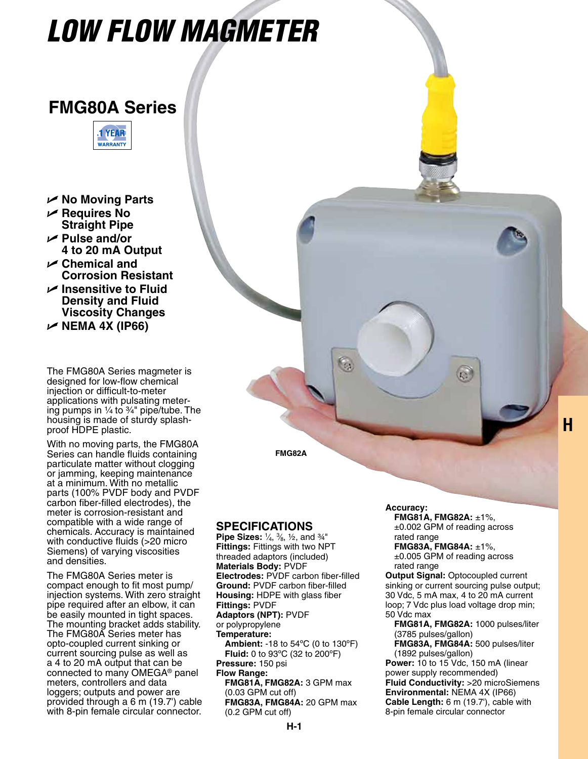# LOW FLOW MAGMETER

## FMG80A Series

1 YEAR WARRANTY

- ✓ No Moving Parts
- ✓ Requires No Straight Pipe
- ✓ Pulse and/or 4 to 20 mA Output
- ✓ Chemical and Corrosion Resistant
- ✓ Insensitive to Fluid Density and Fluid Viscosity Changes
- ✓ NEMA 4X (IP66)

The FMG80A Series magmeter is designed for low-flow chemical injection or difficult-to-meter applications with pulsating metering pumps in ¼ to ¾" pipe/tube. The housing is made of sturdy splash-proof HDPE plastic.

With no moving parts, the FMG80A Series can handle fluids containing particulate matter without clogging or jamming, keeping maintenance at a minimum. With no metallic parts (100% PVDF body and PVDF carbon fiber-filled electrodes), the meter is corrosion-resistant and compatible with a wide range of chemicals. Accuracy is maintained with conductive fluids (>20 micro Siemens) of varying viscosities and densities.

The FMG80A Series meter is compact enough to fit most pump/injection systems. With zero straight pipe required after an elbow, it can be easily mounted in tight spaces. The mounting bracket adds stability. The FMG80A Series meter has opto-coupled current sinking or current sourcing pulse as well as a 4 to 20 mA output that can be connected to many OMEGA® panel meters, controllers and data loggers; outputs and power are provided through a 6 m (19.7') cable with 8-pin female circular connector.

FMG82A

## SPECIFICATIONS

**Pipe Sizes:** ¼, ⅜, ½, and ¾"
**Fittings:** Fittings with two NPT threaded adaptors (included)
**Materials Body:** PVDF
**Electrodes:** PVDF carbon fiber-filled
**Ground:** PVDF carbon fiber-filled
**Housing:** HDPE with glass fiber
**Fittings:** PVDF
**Adaptors (NPT):** PVDF or polypropylene
**Temperature:**
  **Ambient:** -18 to 54°C (0 to 130°F)
  **Fluid:** 0 to 93°C (32 to 200°F)
**Pressure:** 150 psi
**Flow Range:**
  **FMG81A, FMG82A:** 3 GPM max (0.03 GPM cut off)
  **FMG83A, FMG84A:** 20 GPM max (0.2 GPM cut off)
**Accuracy:**
  **FMG81A, FMG82A:** ±1%, ±0.002 GPM of reading across rated range
  **FMG83A, FMG84A:** ±1%, ±0.005 GPM of reading across rated range
**Output Signal:** Optocoupled current sinking or current sourcing pulse output; 30 Vdc, 5 mA max, 4 to 20 mA current loop; 7 Vdc plus load voltage drop min; 50 Vdc max
  **FMG81A, FMG82A:** 1000 pulses/liter (3785 pulses/gallon)
  **FMG83A, FMG84A:** 500 pulses/liter (1892 pulses/gallon)
**Power:** 10 to 15 Vdc, 150 mA (linear power supply recommended)
**Fluid Conductivity:** >20 microSiemens
**Environmental:** NEMA 4X (IP66)
**Cable Length:** 6 m (19.7'), cable with 8-pin female circular connector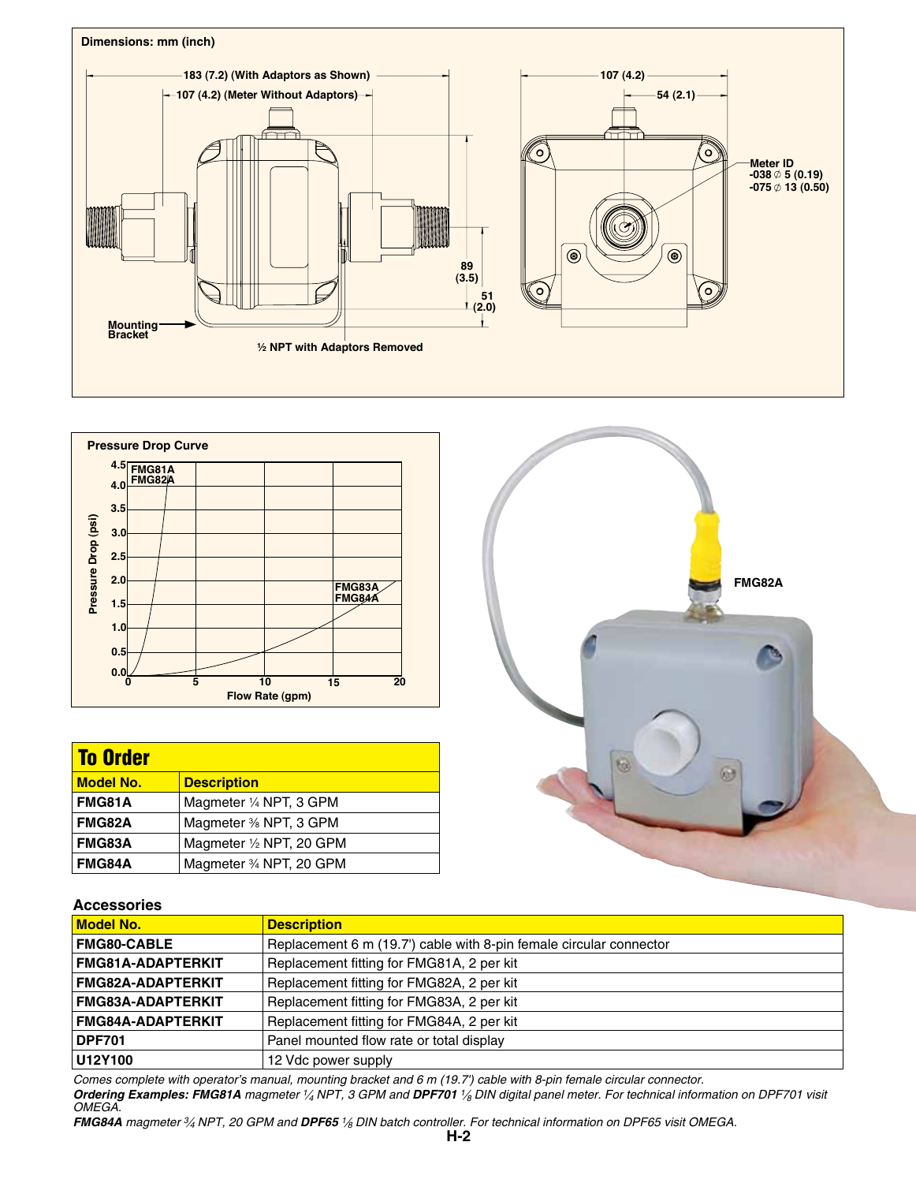Dimensions: mm (inch)

183 (7.2) (With Adaptors as Shown)

107 (4.2) (Meter Without Adaptors)

89 (3.5)

51 (2.0)

Mounting Bracket

½ NPT with Adaptors Removed

107 (4.2)

54 (2.1)

Meter ID
-038 ∅ 5 (0.19)
-075 ∅ 13 (0.50)

Pressure Drop Curve

Pressure Drop (psi)

Flow Rate (gpm)

FMG81A
FMG82A

FMG83A
FMG84A

4.5
4.0
3.5
3.0
2.5
2.0
1.5
1.0
0.5
0.0

0
5
10
15
20

FMG82A

## To Order

| Model No. | Description |
|---|---|
| FMG81A | Magmeter ¼ NPT, 3 GPM |
| FMG82A | Magmeter ⅜ NPT, 3 GPM |
| FMG83A | Magmeter ½ NPT, 20 GPM |
| FMG84A | Magmeter ¾ NPT, 20 GPM |

### Accessories

| Model No. | Description |
|---|---|
| FMG80-CABLE | Replacement 6 m (19.7') cable with 8-pin female circular connector |
| FMG81A-ADAPTERKIT | Replacement fitting for FMG81A, 2 per kit |
| FMG82A-ADAPTERKIT | Replacement fitting for FMG82A, 2 per kit |
| FMG83A-ADAPTERKIT | Replacement fitting for FMG83A, 2 per kit |
| FMG84A-ADAPTERKIT | Replacement fitting for FMG84A, 2 per kit |
| DPF701 | Panel mounted flow rate or total display |
| U12Y100 | 12 Vdc power supply |

*Comes complete with operator's manual, mounting bracket and 6 m (19.7') cable with 8-pin female circular connector.*
***Ordering Examples: FMG81A** magmeter ¼ NPT, 3 GPM and **DPF701** ⅛ DIN digital panel meter. For technical information on DPF701 visit OMEGA.*
***FMG84A** magmeter ¾ NPT, 20 GPM and **DPF65** ⅛ DIN batch controller. For technical information on DPF65 visit OMEGA.*